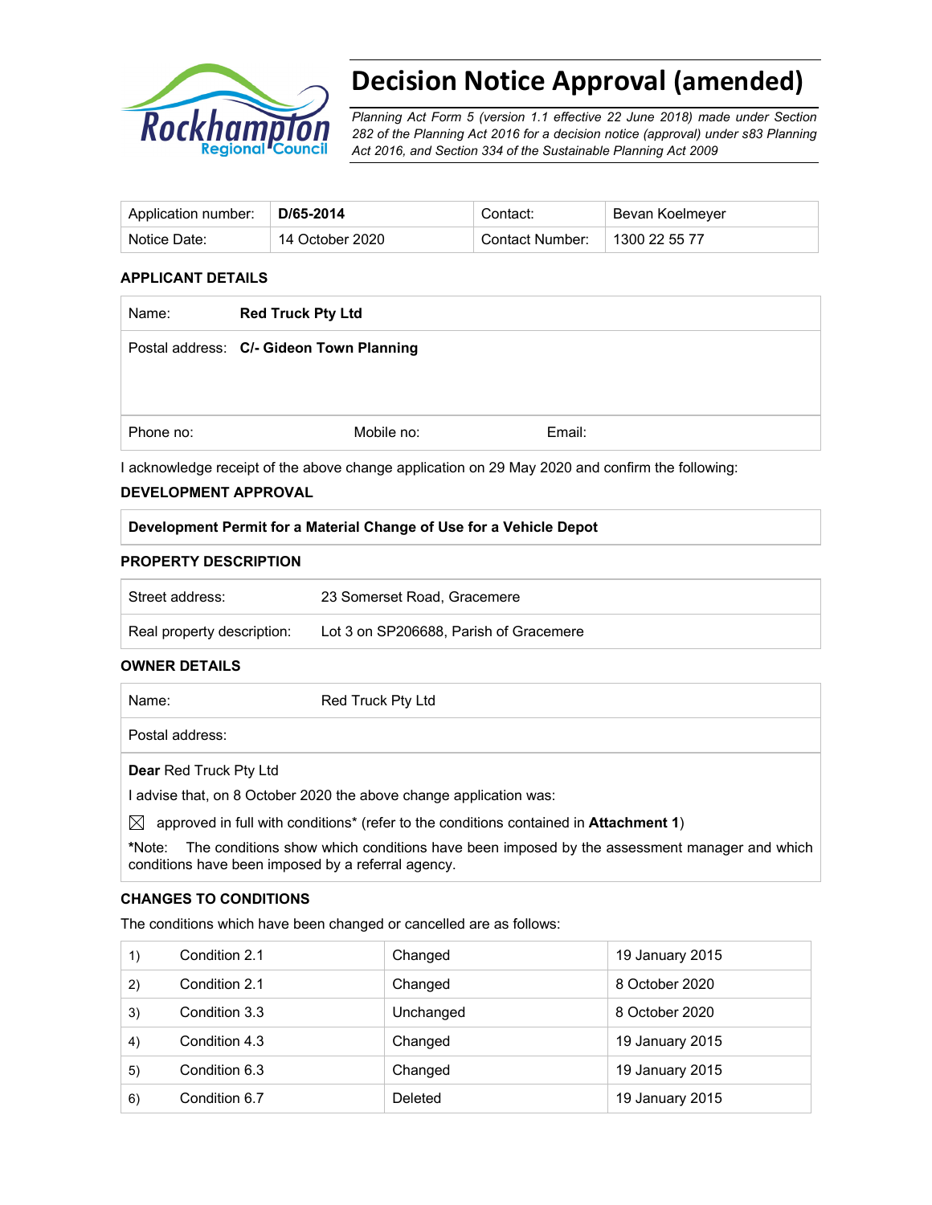# Decision Notice Approval (amended)

*Planning Act Form 5 (version 1.1 effective 22 June 2018) made under Section 282 of the Planning Act 2016 for a decision notice (approval) under s83 Planning Act 2016, and Section 334 of the Sustainable Planning Act 2009*

| Application number: | **D/65-2014** | Contact: | Bevan Koelmeyer |
|---|---|---|---|
| Notice Date: | 14 October 2020 | Contact Number: | 1300 22 55 77 |

## APPLICANT DETAILS

| Name: | **Red Truck Pty Ltd** | |
|---|---|---|
| Postal address: | **C/- Gideon Town Planning** | |
| Phone no: | Mobile no: | Email: |

I acknowledge receipt of the above change application on 29 May 2020 and confirm the following:

## DEVELOPMENT APPROVAL

**Development Permit for a Material Change of Use for a Vehicle Depot**

## PROPERTY DESCRIPTION

| Street address: | 23 Somerset Road, Gracemere |
|---|---|
| Real property description: | Lot 3 on SP206688, Parish of Gracemere |

## OWNER DETAILS

| Name: | Red Truck Pty Ltd |
|---|---|
| Postal address: | |

**Dear** Red Truck Pty Ltd

I advise that, on 8 October 2020 the above change application was:

☒ approved in full with conditions* (refer to the conditions contained in **Attachment 1**)

***Note:** The conditions show which conditions have been imposed by the assessment manager and which conditions have been imposed by a referral agency.

## CHANGES TO CONDITIONS

The conditions which have been changed or cancelled are as follows:

| | | | |
|---|---|---|---|
| 1) | Condition 2.1 | Changed | 19 January 2015 |
| 2) | Condition 2.1 | Changed | 8 October 2020 |
| 3) | Condition 3.3 | Unchanged | 8 October 2020 |
| 4) | Condition 4.3 | Changed | 19 January 2015 |
| 5) | Condition 6.3 | Changed | 19 January 2015 |
| 6) | Condition 6.7 | Deleted | 19 January 2015 |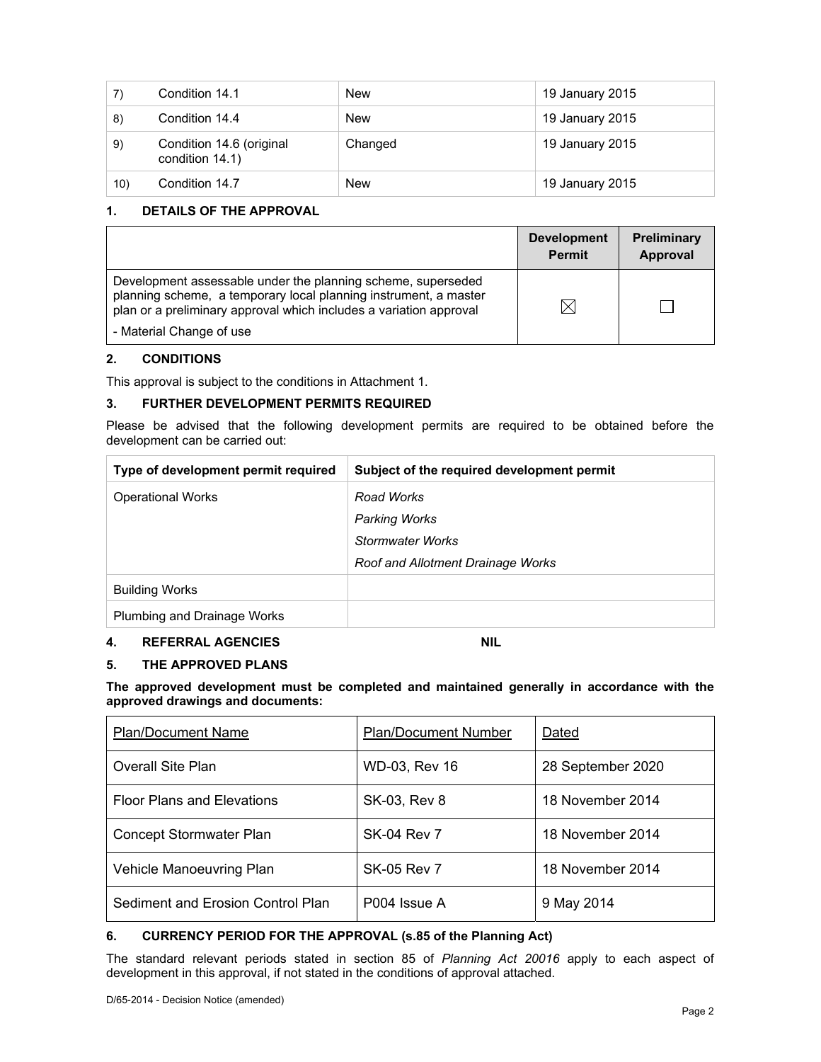| 7) | Condition 14.1 | New | 19 January 2015 |
|---|---|---|---|
| 8) | Condition 14.4 | New | 19 January 2015 |
| 9) | Condition 14.6 (original condition 14.1) | Changed | 19 January 2015 |
| 10) | Condition 14.7 | New | 19 January 2015 |

## 1. DETAILS OF THE APPROVAL

| | Development Permit | Preliminary Approval |
|---|---|---|
| Development assessable under the planning scheme, superseded planning scheme, a temporary local planning instrument, a master plan or a preliminary approval which includes a variation approval<br>- Material Change of use | ☒ | ☐ |

## 2. CONDITIONS

This approval is subject to the conditions in Attachment 1.

## 3. FURTHER DEVELOPMENT PERMITS REQUIRED

Please be advised that the following development permits are required to be obtained before the development can be carried out:

| Type of development permit required | Subject of the required development permit |
|---|---|
| Operational Works | *Road Works*<br>*Parking Works*<br>*Stormwater Works*<br>*Roof and Allotment Drainage Works* |
| Building Works | |
| Plumbing and Drainage Works | |

## 4. REFERRAL AGENCIES NIL

## 5. THE APPROVED PLANS

**The approved development must be completed and maintained generally in accordance with the approved drawings and documents:**

| Plan/Document Name | Plan/Document Number | Dated |
|---|---|---|
| Overall Site Plan | WD-03, Rev 16 | 28 September 2020 |
| Floor Plans and Elevations | SK-03, Rev 8 | 18 November 2014 |
| Concept Stormwater Plan | SK-04 Rev 7 | 18 November 2014 |
| Vehicle Manoeuvring Plan | SK-05 Rev 7 | 18 November 2014 |
| Sediment and Erosion Control Plan | P004 Issue A | 9 May 2014 |

## 6. CURRENCY PERIOD FOR THE APPROVAL (s.85 of the Planning Act)

The standard relevant periods stated in section 85 of *Planning Act 20016* apply to each aspect of development in this approval, if not stated in the conditions of approval attached.

D/65-2014 - Decision Notice (amended)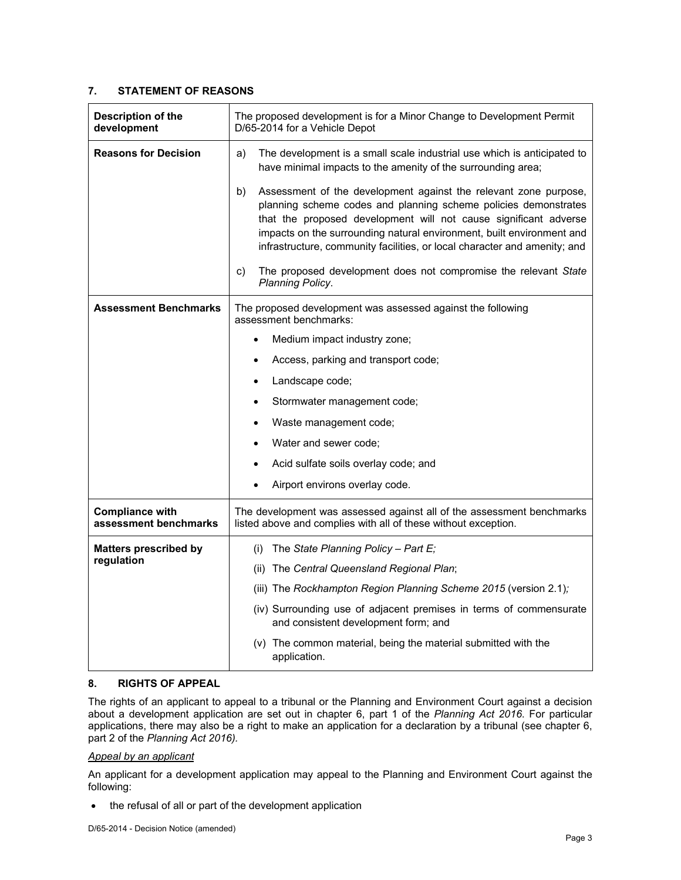## 7. STATEMENT OF REASONS

| **Description of the development** | The proposed development is for a Minor Change to Development Permit D/65-2014 for a Vehicle Depot |
|---|---|
| **Reasons for Decision** | a) The development is a small scale industrial use which is anticipated to have minimal impacts to the amenity of the surrounding area;<br><br>b) Assessment of the development against the relevant zone purpose, planning scheme codes and planning scheme policies demonstrates that the proposed development will not cause significant adverse impacts on the surrounding natural environment, built environment and infrastructure, community facilities, or local character and amenity; and<br><br>c) The proposed development does not compromise the relevant *State Planning Policy*. |
| **Assessment Benchmarks** | The proposed development was assessed against the following assessment benchmarks:<br>• Medium impact industry zone;<br>• Access, parking and transport code;<br>• Landscape code;<br>• Stormwater management code;<br>• Waste management code;<br>• Water and sewer code;<br>• Acid sulfate soils overlay code; and<br>• Airport environs overlay code. |
| **Compliance with assessment benchmarks** | The development was assessed against all of the assessment benchmarks listed above and complies with all of these without exception. |
| **Matters prescribed by regulation** | (i) The *State Planning Policy – Part E;*<br>(ii) The *Central Queensland Regional Plan*;<br>(iii) The *Rockhampton Region Planning Scheme 2015* (version 2.1)*;*<br>(iv) Surrounding use of adjacent premises in terms of commensurate and consistent development form; and<br>(v) The common material, being the material submitted with the application. |

## 8. RIGHTS OF APPEAL

The rights of an applicant to appeal to a tribunal or the Planning and Environment Court against a decision about a development application are set out in chapter 6, part 1 of the *Planning Act 2016*. For particular applications, there may also be a right to make an application for a declaration by a tribunal (see chapter 6, part 2 of the *Planning Act 2016).*

*Appeal by an applicant*

An applicant for a development application may appeal to the Planning and Environment Court against the following:

- the refusal of all or part of the development application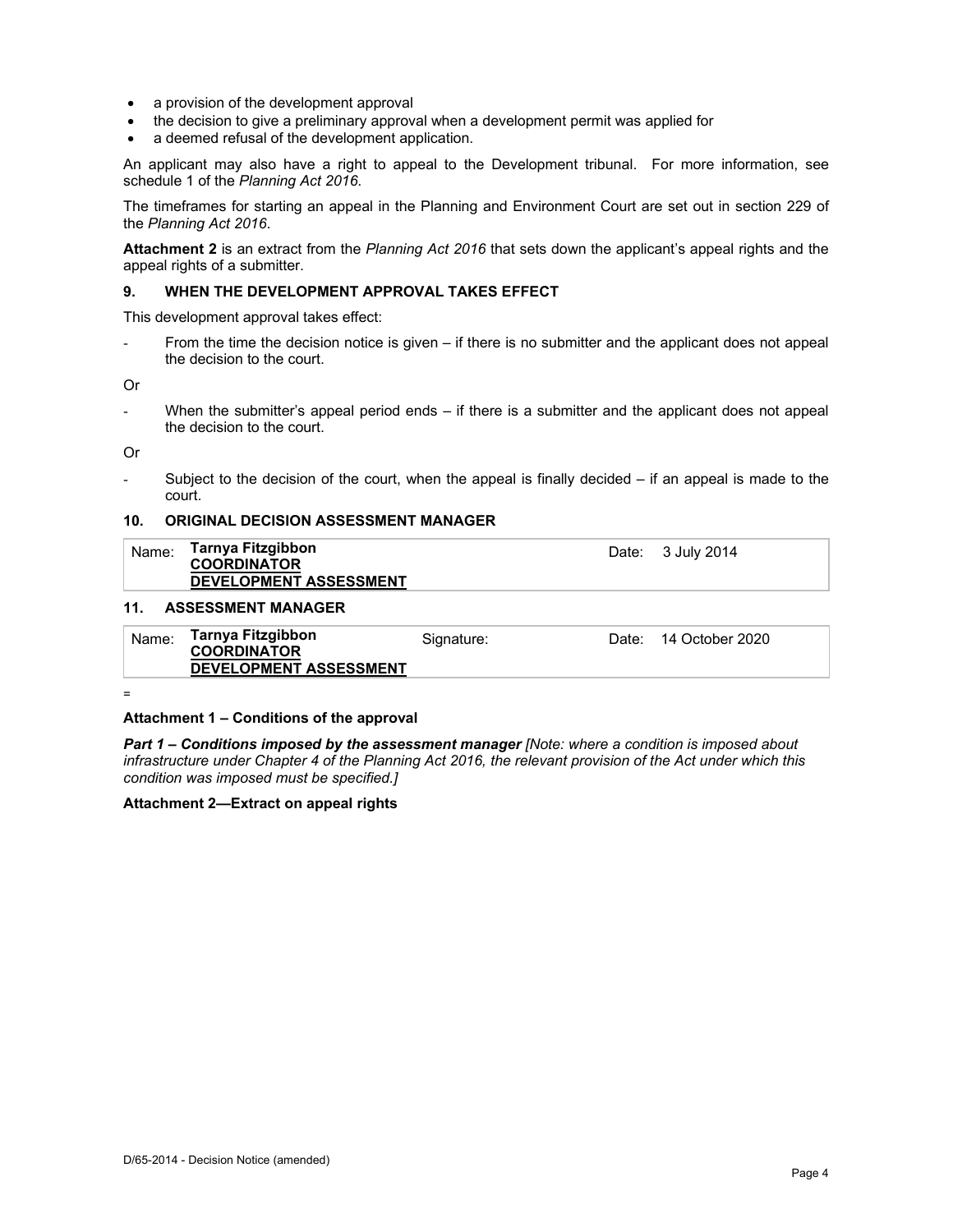- a provision of the development approval
- the decision to give a preliminary approval when a development permit was applied for
- a deemed refusal of the development application.

An applicant may also have a right to appeal to the Development tribunal. For more information, see schedule 1 of the *Planning Act 2016*.

The timeframes for starting an appeal in the Planning and Environment Court are set out in section 229 of the *Planning Act 2016*.

**Attachment 2** is an extract from the *Planning Act 2016* that sets down the applicant's appeal rights and the appeal rights of a submitter.

### 9. WHEN THE DEVELOPMENT APPROVAL TAKES EFFECT

This development approval takes effect:

- From the time the decision notice is given – if there is no submitter and the applicant does not appeal the decision to the court.

Or

- When the submitter's appeal period ends – if there is a submitter and the applicant does not appeal the decision to the court.

Or

- Subject to the decision of the court, when the appeal is finally decided – if an appeal is made to the court.

### 10. ORIGINAL DECISION ASSESSMENT MANAGER

| Name: | **Tarnya Fitzgibbon** <br> **COORDINATOR** <br> **DEVELOPMENT ASSESSMENT** | Date: | 3 July 2014 |
|---|---|---|---|

### 11. ASSESSMENT MANAGER

| Name: | **Tarnya Fitzgibbon** <br> **COORDINATOR** <br> **DEVELOPMENT ASSESSMENT** | Signature: | Date: | 14 October 2020 |
|---|---|---|---|---|

=

**Attachment 1 – Conditions of the approval**

***Part 1 – Conditions imposed by the assessment manager*** *[Note: where a condition is imposed about infrastructure under Chapter 4 of the Planning Act 2016, the relevant provision of the Act under which this condition was imposed must be specified.]*

**Attachment 2—Extract on appeal rights**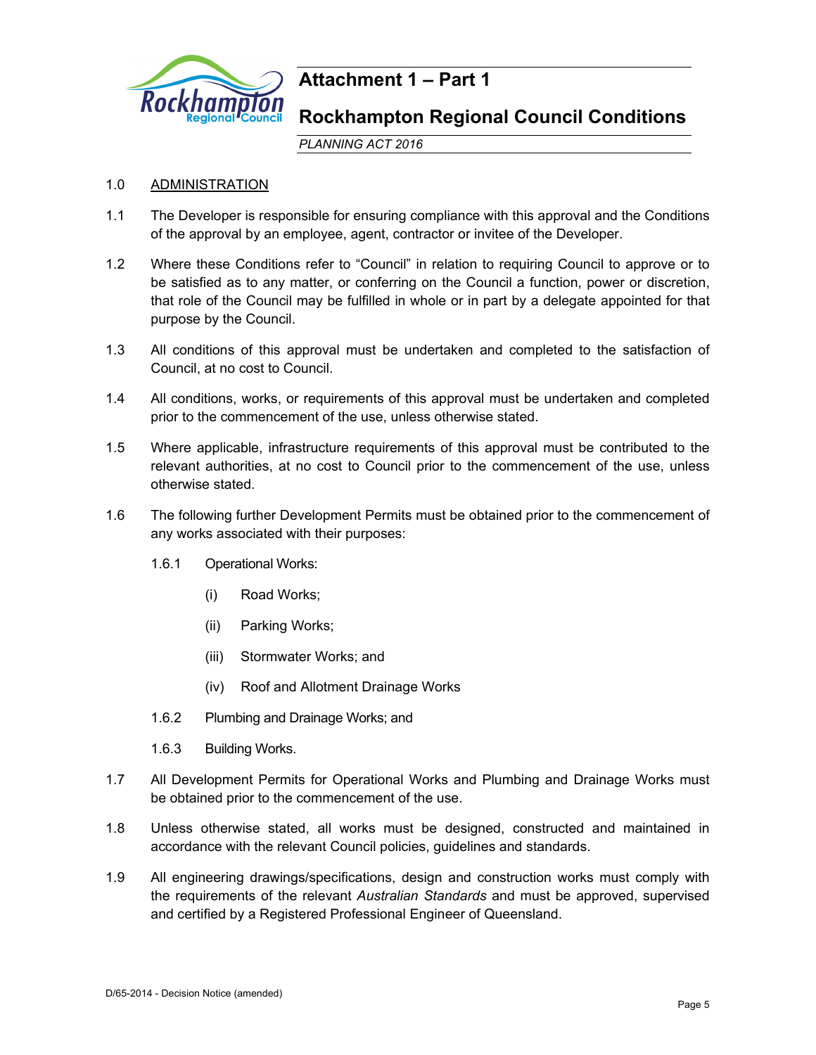# Attachment 1 – Part 1

## Rockhampton Regional Council Conditions

*PLANNING ACT 2016*

1.0 ADMINISTRATION

1.1 The Developer is responsible for ensuring compliance with this approval and the Conditions of the approval by an employee, agent, contractor or invitee of the Developer.

1.2 Where these Conditions refer to "Council" in relation to requiring Council to approve or to be satisfied as to any matter, or conferring on the Council a function, power or discretion, that role of the Council may be fulfilled in whole or in part by a delegate appointed for that purpose by the Council.

1.3 All conditions of this approval must be undertaken and completed to the satisfaction of Council, at no cost to Council.

1.4 All conditions, works, or requirements of this approval must be undertaken and completed prior to the commencement of the use, unless otherwise stated.

1.5 Where applicable, infrastructure requirements of this approval must be contributed to the relevant authorities, at no cost to Council prior to the commencement of the use, unless otherwise stated.

1.6 The following further Development Permits must be obtained prior to the commencement of any works associated with their purposes:

1.6.1 Operational Works:

(i) Road Works;

(ii) Parking Works;

(iii) Stormwater Works; and

(iv) Roof and Allotment Drainage Works

1.6.2 Plumbing and Drainage Works; and

1.6.3 Building Works.

1.7 All Development Permits for Operational Works and Plumbing and Drainage Works must be obtained prior to the commencement of the use.

1.8 Unless otherwise stated, all works must be designed, constructed and maintained in accordance with the relevant Council policies, guidelines and standards.

1.9 All engineering drawings/specifications, design and construction works must comply with the requirements of the relevant *Australian Standards* and must be approved, supervised and certified by a Registered Professional Engineer of Queensland.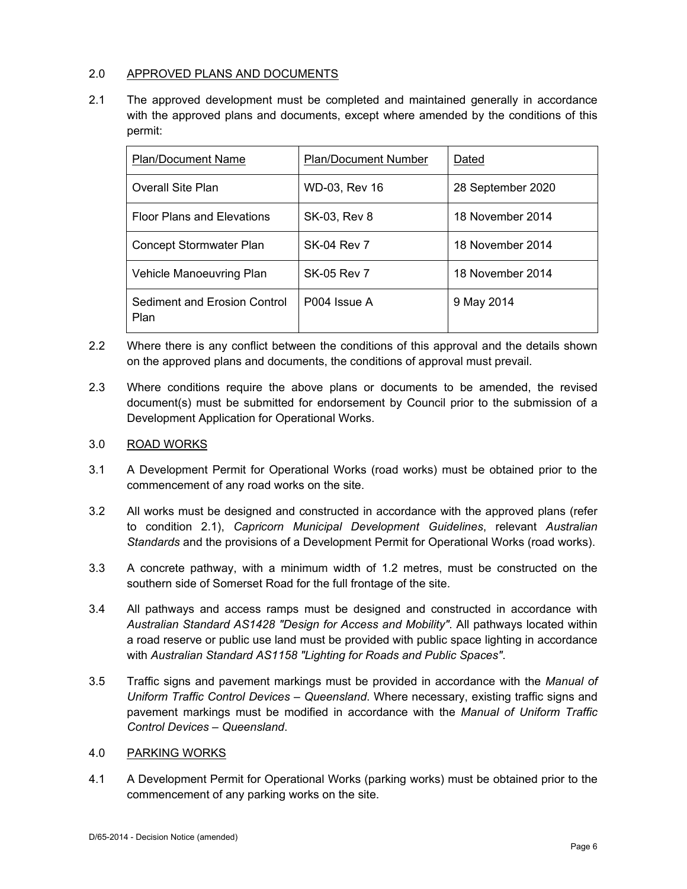## 2.0 APPROVED PLANS AND DOCUMENTS

2.1 The approved development must be completed and maintained generally in accordance with the approved plans and documents, except where amended by the conditions of this permit:

| Plan/Document Name | Plan/Document Number | Dated |
|---|---|---|
| Overall Site Plan | WD-03, Rev 16 | 28 September 2020 |
| Floor Plans and Elevations | SK-03, Rev 8 | 18 November 2014 |
| Concept Stormwater Plan | SK-04 Rev 7 | 18 November 2014 |
| Vehicle Manoeuvring Plan | SK-05 Rev 7 | 18 November 2014 |
| Sediment and Erosion Control Plan | P004 Issue A | 9 May 2014 |

2.2 Where there is any conflict between the conditions of this approval and the details shown on the approved plans and documents, the conditions of approval must prevail.

2.3 Where conditions require the above plans or documents to be amended, the revised document(s) must be submitted for endorsement by Council prior to the submission of a Development Application for Operational Works.

## 3.0 ROAD WORKS

3.1 A Development Permit for Operational Works (road works) must be obtained prior to the commencement of any road works on the site.

3.2 All works must be designed and constructed in accordance with the approved plans (refer to condition 2.1), *Capricorn Municipal Development Guidelines*, relevant *Australian Standards* and the provisions of a Development Permit for Operational Works (road works).

3.3 A concrete pathway, with a minimum width of 1.2 metres, must be constructed on the southern side of Somerset Road for the full frontage of the site.

3.4 All pathways and access ramps must be designed and constructed in accordance with *Australian Standard AS1428 "Design for Access and Mobility"*. All pathways located within a road reserve or public use land must be provided with public space lighting in accordance with *Australian Standard AS1158 "Lighting for Roads and Public Spaces"*.

3.5 Traffic signs and pavement markings must be provided in accordance with the *Manual of Uniform Traffic Control Devices – Queensland*. Where necessary, existing traffic signs and pavement markings must be modified in accordance with the *Manual of Uniform Traffic Control Devices – Queensland*.

## 4.0 PARKING WORKS

4.1 A Development Permit for Operational Works (parking works) must be obtained prior to the commencement of any parking works on the site.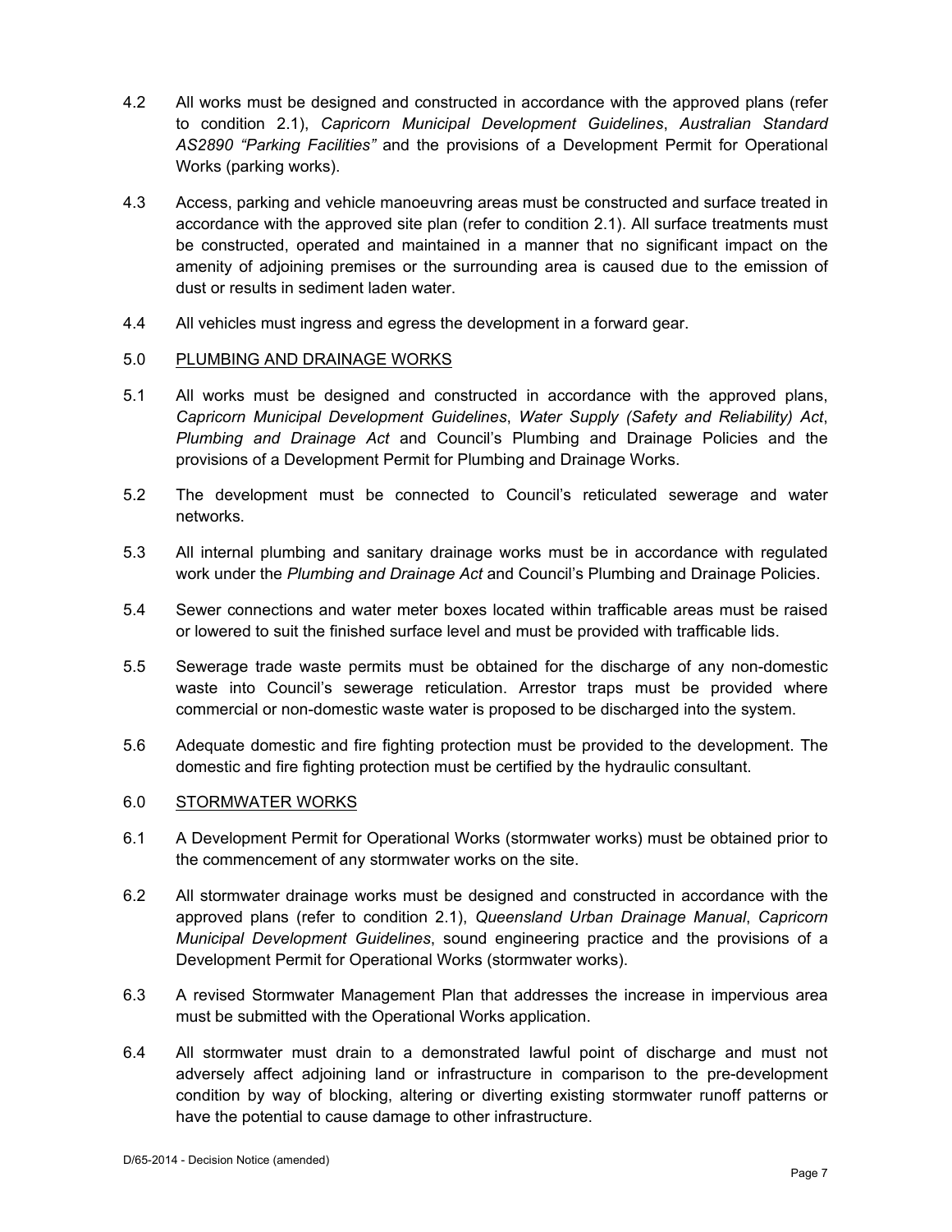4.2 All works must be designed and constructed in accordance with the approved plans (refer to condition 2.1), *Capricorn Municipal Development Guidelines*, *Australian Standard AS2890 "Parking Facilities"* and the provisions of a Development Permit for Operational Works (parking works).

4.3 Access, parking and vehicle manoeuvring areas must be constructed and surface treated in accordance with the approved site plan (refer to condition 2.1). All surface treatments must be constructed, operated and maintained in a manner that no significant impact on the amenity of adjoining premises or the surrounding area is caused due to the emission of dust or results in sediment laden water.

4.4 All vehicles must ingress and egress the development in a forward gear.

5.0 PLUMBING AND DRAINAGE WORKS

5.1 All works must be designed and constructed in accordance with the approved plans, *Capricorn Municipal Development Guidelines*, *Water Supply (Safety and Reliability) Act*, *Plumbing and Drainage Act* and Council's Plumbing and Drainage Policies and the provisions of a Development Permit for Plumbing and Drainage Works.

5.2 The development must be connected to Council's reticulated sewerage and water networks.

5.3 All internal plumbing and sanitary drainage works must be in accordance with regulated work under the *Plumbing and Drainage Act* and Council's Plumbing and Drainage Policies.

5.4 Sewer connections and water meter boxes located within trafficable areas must be raised or lowered to suit the finished surface level and must be provided with trafficable lids.

5.5 Sewerage trade waste permits must be obtained for the discharge of any non-domestic waste into Council's sewerage reticulation. Arrestor traps must be provided where commercial or non-domestic waste water is proposed to be discharged into the system.

5.6 Adequate domestic and fire fighting protection must be provided to the development. The domestic and fire fighting protection must be certified by the hydraulic consultant.

6.0 STORMWATER WORKS

6.1 A Development Permit for Operational Works (stormwater works) must be obtained prior to the commencement of any stormwater works on the site.

6.2 All stormwater drainage works must be designed and constructed in accordance with the approved plans (refer to condition 2.1), *Queensland Urban Drainage Manual*, *Capricorn Municipal Development Guidelines*, sound engineering practice and the provisions of a Development Permit for Operational Works (stormwater works).

6.3 A revised Stormwater Management Plan that addresses the increase in impervious area must be submitted with the Operational Works application.

6.4 All stormwater must drain to a demonstrated lawful point of discharge and must not adversely affect adjoining land or infrastructure in comparison to the pre-development condition by way of blocking, altering or diverting existing stormwater runoff patterns or have the potential to cause damage to other infrastructure.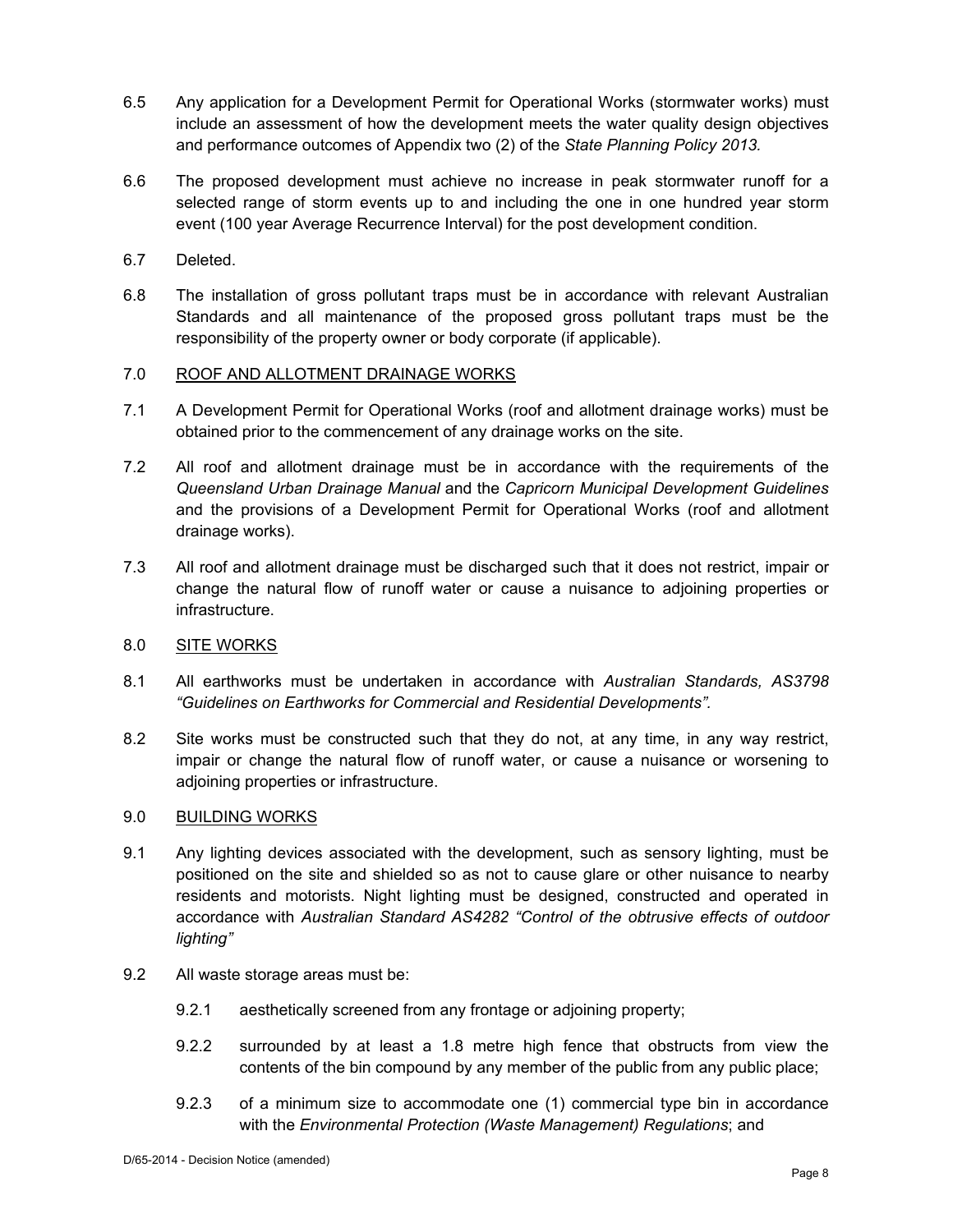6.5 Any application for a Development Permit for Operational Works (stormwater works) must include an assessment of how the development meets the water quality design objectives and performance outcomes of Appendix two (2) of the *State Planning Policy 2013.*

6.6 The proposed development must achieve no increase in peak stormwater runoff for a selected range of storm events up to and including the one in one hundred year storm event (100 year Average Recurrence Interval) for the post development condition.

6.7 Deleted.

6.8 The installation of gross pollutant traps must be in accordance with relevant Australian Standards and all maintenance of the proposed gross pollutant traps must be the responsibility of the property owner or body corporate (if applicable).

7.0 <u>ROOF AND ALLOTMENT DRAINAGE WORKS</u>

7.1 A Development Permit for Operational Works (roof and allotment drainage works) must be obtained prior to the commencement of any drainage works on the site.

7.2 All roof and allotment drainage must be in accordance with the requirements of the *Queensland Urban Drainage Manual* and the *Capricorn Municipal Development Guidelines* and the provisions of a Development Permit for Operational Works (roof and allotment drainage works).

7.3 All roof and allotment drainage must be discharged such that it does not restrict, impair or change the natural flow of runoff water or cause a nuisance to adjoining properties or infrastructure.

8.0 <u>SITE WORKS</u>

8.1 All earthworks must be undertaken in accordance with *Australian Standards, AS3798 "Guidelines on Earthworks for Commercial and Residential Developments".*

8.2 Site works must be constructed such that they do not, at any time, in any way restrict, impair or change the natural flow of runoff water, or cause a nuisance or worsening to adjoining properties or infrastructure.

9.0 <u>BUILDING WORKS</u>

9.1 Any lighting devices associated with the development, such as sensory lighting, must be positioned on the site and shielded so as not to cause glare or other nuisance to nearby residents and motorists. Night lighting must be designed, constructed and operated in accordance with *Australian Standard AS4282 "Control of the obtrusive effects of outdoor lighting"*

9.2 All waste storage areas must be:

9.2.1 aesthetically screened from any frontage or adjoining property;

9.2.2 surrounded by at least a 1.8 metre high fence that obstructs from view the contents of the bin compound by any member of the public from any public place;

9.2.3 of a minimum size to accommodate one (1) commercial type bin in accordance with the *Environmental Protection (Waste Management) Regulations*; and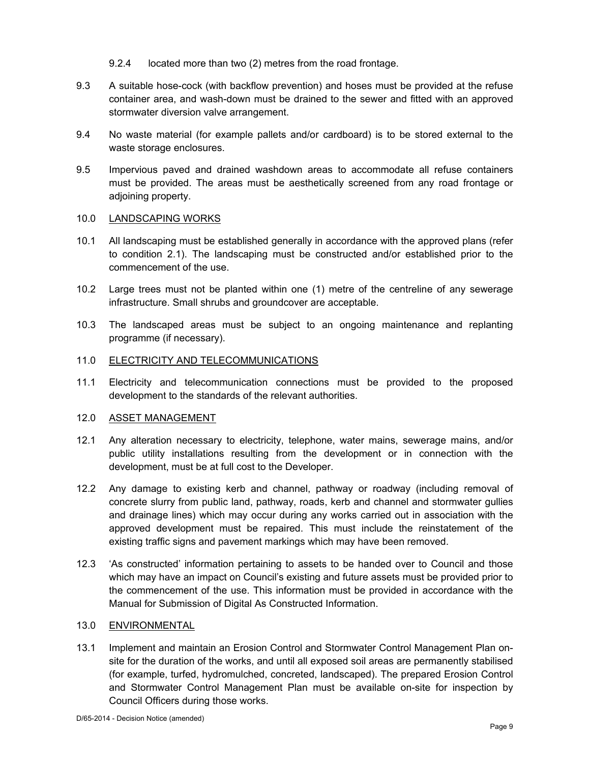9.2.4 located more than two (2) metres from the road frontage.

9.3 A suitable hose-cock (with backflow prevention) and hoses must be provided at the refuse container area, and wash-down must be drained to the sewer and fitted with an approved stormwater diversion valve arrangement.

9.4 No waste material (for example pallets and/or cardboard) is to be stored external to the waste storage enclosures.

9.5 Impervious paved and drained washdown areas to accommodate all refuse containers must be provided. The areas must be aesthetically screened from any road frontage or adjoining property.

10.0 <u>LANDSCAPING WORKS</u>

10.1 All landscaping must be established generally in accordance with the approved plans (refer to condition 2.1). The landscaping must be constructed and/or established prior to the commencement of the use.

10.2 Large trees must not be planted within one (1) metre of the centreline of any sewerage infrastructure. Small shrubs and groundcover are acceptable.

10.3 The landscaped areas must be subject to an ongoing maintenance and replanting programme (if necessary).

11.0 <u>ELECTRICITY AND TELECOMMUNICATIONS</u>

11.1 Electricity and telecommunication connections must be provided to the proposed development to the standards of the relevant authorities.

12.0 <u>ASSET MANAGEMENT</u>

12.1 Any alteration necessary to electricity, telephone, water mains, sewerage mains, and/or public utility installations resulting from the development or in connection with the development, must be at full cost to the Developer.

12.2 Any damage to existing kerb and channel, pathway or roadway (including removal of concrete slurry from public land, pathway, roads, kerb and channel and stormwater gullies and drainage lines) which may occur during any works carried out in association with the approved development must be repaired. This must include the reinstatement of the existing traffic signs and pavement markings which may have been removed.

12.3 'As constructed' information pertaining to assets to be handed over to Council and those which may have an impact on Council's existing and future assets must be provided prior to the commencement of the use. This information must be provided in accordance with the Manual for Submission of Digital As Constructed Information.

13.0 <u>ENVIRONMENTAL</u>

13.1 Implement and maintain an Erosion Control and Stormwater Control Management Plan on-site for the duration of the works, and until all exposed soil areas are permanently stabilised (for example, turfed, hydromulched, concreted, landscaped). The prepared Erosion Control and Stormwater Control Management Plan must be available on-site for inspection by Council Officers during those works.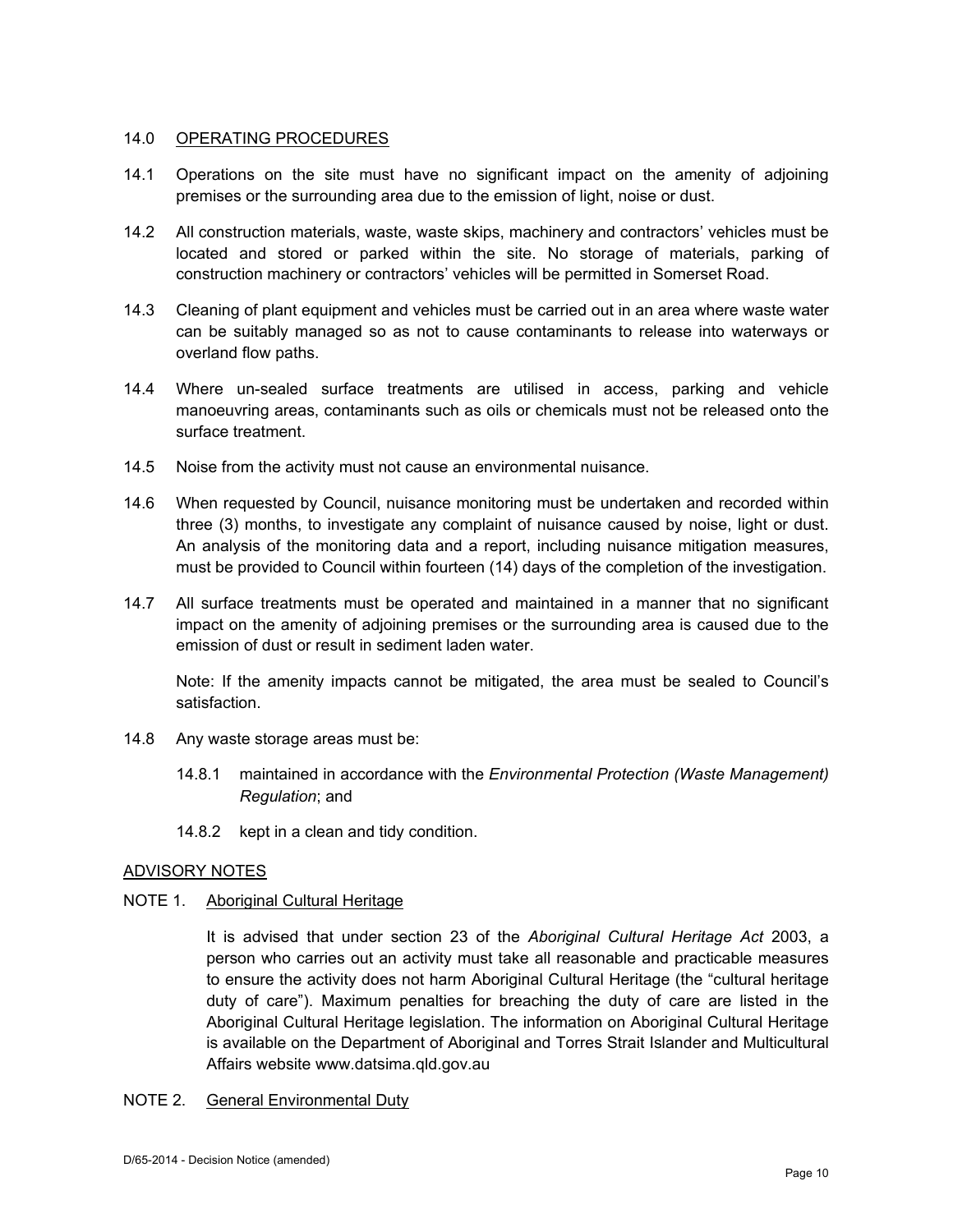## 14.0 OPERATING PROCEDURES

14.1 Operations on the site must have no significant impact on the amenity of adjoining premises or the surrounding area due to the emission of light, noise or dust.

14.2 All construction materials, waste, waste skips, machinery and contractors' vehicles must be located and stored or parked within the site. No storage of materials, parking of construction machinery or contractors' vehicles will be permitted in Somerset Road.

14.3 Cleaning of plant equipment and vehicles must be carried out in an area where waste water can be suitably managed so as not to cause contaminants to release into waterways or overland flow paths.

14.4 Where un-sealed surface treatments are utilised in access, parking and vehicle manoeuvring areas, contaminants such as oils or chemicals must not be released onto the surface treatment.

14.5 Noise from the activity must not cause an environmental nuisance.

14.6 When requested by Council, nuisance monitoring must be undertaken and recorded within three (3) months, to investigate any complaint of nuisance caused by noise, light or dust. An analysis of the monitoring data and a report, including nuisance mitigation measures, must be provided to Council within fourteen (14) days of the completion of the investigation.

14.7 All surface treatments must be operated and maintained in a manner that no significant impact on the amenity of adjoining premises or the surrounding area is caused due to the emission of dust or result in sediment laden water.

Note: If the amenity impacts cannot be mitigated, the area must be sealed to Council's satisfaction.

14.8 Any waste storage areas must be:

- 14.8.1 maintained in accordance with the *Environmental Protection (Waste Management) Regulation*; and
- 14.8.2 kept in a clean and tidy condition.

## ADVISORY NOTES

### NOTE 1. Aboriginal Cultural Heritage

It is advised that under section 23 of the *Aboriginal Cultural Heritage Act* 2003, a person who carries out an activity must take all reasonable and practicable measures to ensure the activity does not harm Aboriginal Cultural Heritage (the "cultural heritage duty of care"). Maximum penalties for breaching the duty of care are listed in the Aboriginal Cultural Heritage legislation. The information on Aboriginal Cultural Heritage is available on the Department of Aboriginal and Torres Strait Islander and Multicultural Affairs website www.datsima.qld.gov.au

### NOTE 2. General Environmental Duty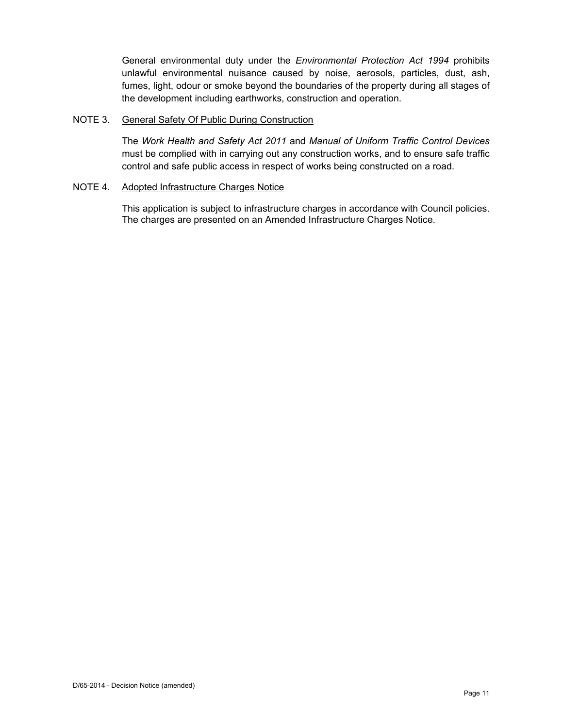General environmental duty under the *Environmental Protection Act 1994* prohibits unlawful environmental nuisance caused by noise, aerosols, particles, dust, ash, fumes, light, odour or smoke beyond the boundaries of the property during all stages of the development including earthworks, construction and operation.

NOTE 3. <u>General Safety Of Public During Construction</u>

The *Work Health and Safety Act 2011* and *Manual of Uniform Traffic Control Devices* must be complied with in carrying out any construction works, and to ensure safe traffic control and safe public access in respect of works being constructed on a road.

NOTE 4. <u>Adopted Infrastructure Charges Notice</u>

This application is subject to infrastructure charges in accordance with Council policies. The charges are presented on an Amended Infrastructure Charges Notice.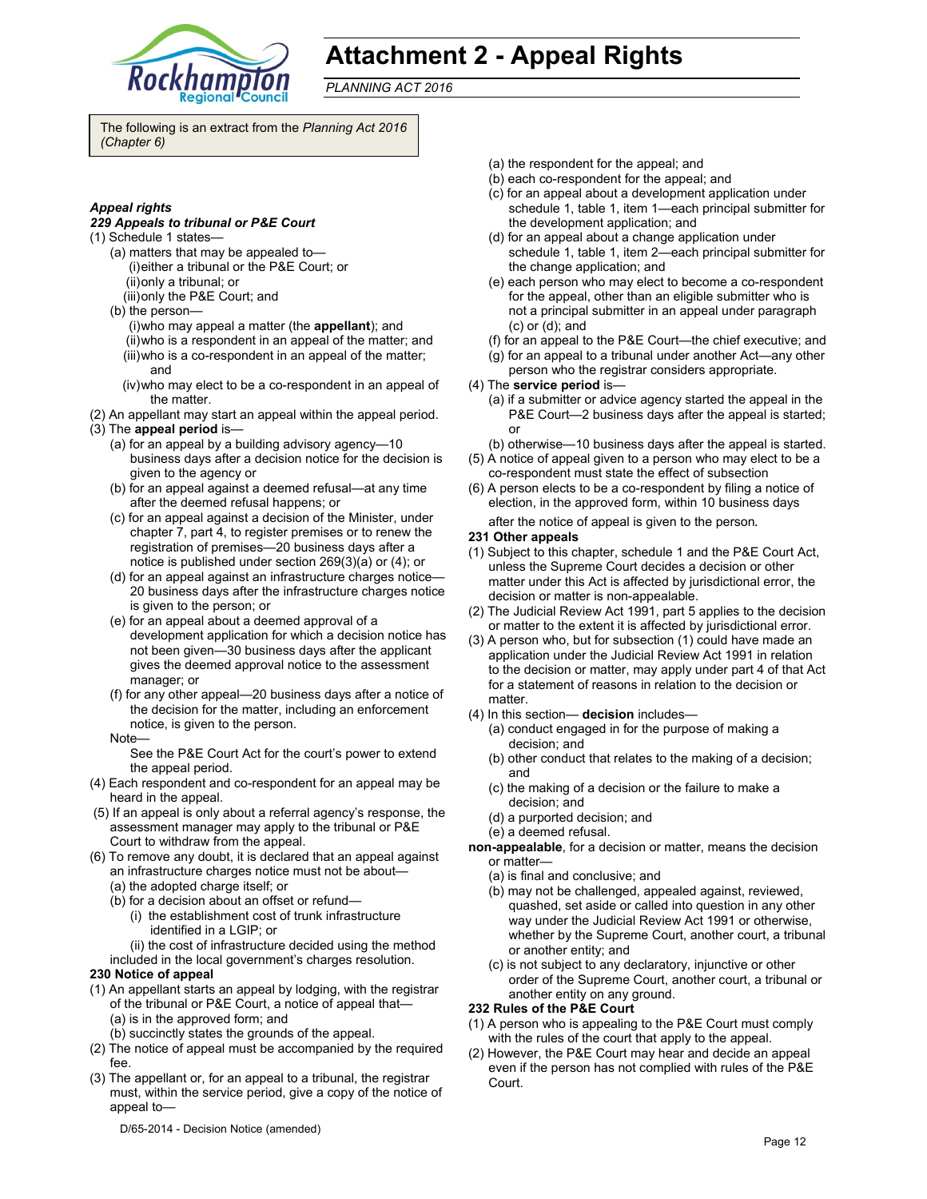# Attachment 2 - Appeal Rights

*PLANNING ACT 2016*

The following is an extract from the *Planning Act 2016 (Chapter 6)*

### *Appeal rights*

***229 Appeals to tribunal or P&E Court***

(1) Schedule 1 states—

- (a) matters that may be appealed to—
  - (i) either a tribunal or the P&E Court; or
  - (ii) only a tribunal; or
  - (iii) only the P&E Court; and
- (b) the person—
  - (i) who may appeal a matter (the **appellant**); and
  - (ii) who is a respondent in an appeal of the matter; and
  - (iii) who is a co-respondent in an appeal of the matter; and
  - (iv) who may elect to be a co-respondent in an appeal of the matter.

(2) An appellant may start an appeal within the appeal period.

(3) The **appeal period** is—

- (a) for an appeal by a building advisory agency—10 business days after a decision notice for the decision is given to the agency or
- (b) for an appeal against a deemed refusal—at any time after the deemed refusal happens; or
- (c) for an appeal against a decision of the Minister, under chapter 7, part 4, to register premises or to renew the registration of premises—20 business days after a notice is published under section 269(3)(a) or (4); or
- (d) for an appeal against an infrastructure charges notice—20 business days after the infrastructure charges notice is given to the person; or
- (e) for an appeal about a deemed approval of a development application for which a decision notice has not been given—30 business days after the applicant gives the deemed approval notice to the assessment manager; or
- (f) for any other appeal—20 business days after a notice of the decision for the matter, including an enforcement notice, is given to the person.

Note—

See the P&E Court Act for the court's power to extend the appeal period.

(4) Each respondent and co-respondent for an appeal may be heard in the appeal.

(5) If an appeal is only about a referral agency's response, the assessment manager may apply to the tribunal or P&E Court to withdraw from the appeal.

(6) To remove any doubt, it is declared that an appeal against an infrastructure charges notice must not be about—

- (a) the adopted charge itself; or
- (b) for a decision about an offset or refund—
  - (i) the establishment cost of trunk infrastructure identified in a LGIP; or
  - (ii) the cost of infrastructure decided using the method included in the local government's charges resolution.

**230 Notice of appeal**

(1) An appellant starts an appeal by lodging, with the registrar of the tribunal or P&E Court, a notice of appeal that—

- (a) is in the approved form; and
- (b) succinctly states the grounds of the appeal.

(2) The notice of appeal must be accompanied by the required fee.

(3) The appellant or, for an appeal to a tribunal, the registrar must, within the service period, give a copy of the notice of appeal to—

- (a) the respondent for the appeal; and
- (b) each co-respondent for the appeal; and
- (c) for an appeal about a development application under schedule 1, table 1, item 1—each principal submitter for the development application; and
- (d) for an appeal about a change application under schedule 1, table 1, item 2—each principal submitter for the change application; and
- (e) each person who may elect to become a co-respondent for the appeal, other than an eligible submitter who is not a principal submitter in an appeal under paragraph (c) or (d); and
- (f) for an appeal to the P&E Court—the chief executive; and
- (g) for an appeal to a tribunal under another Act—any other person who the registrar considers appropriate.

(4) The **service period** is—

- (a) if a submitter or advice agency started the appeal in the P&E Court—2 business days after the appeal is started; or
- (b) otherwise—10 business days after the appeal is started.

(5) A notice of appeal given to a person who may elect to be a co-respondent must state the effect of subsection

(6) A person elects to be a co-respondent by filing a notice of election, in the approved form, within 10 business days after the notice of appeal is given to the person.

**231 Other appeals**

(1) Subject to this chapter, schedule 1 and the P&E Court Act, unless the Supreme Court decides a decision or other matter under this Act is affected by jurisdictional error, the decision or matter is non-appealable.

(2) The Judicial Review Act 1991, part 5 applies to the decision or matter to the extent it is affected by jurisdictional error.

(3) A person who, but for subsection (1) could have made an application under the Judicial Review Act 1991 in relation to the decision or matter, may apply under part 4 of that Act for a statement of reasons in relation to the decision or matter.

(4) In this section— **decision** includes—

- (a) conduct engaged in for the purpose of making a decision; and
- (b) other conduct that relates to the making of a decision; and
- (c) the making of a decision or the failure to make a decision; and
- (d) a purported decision; and
- (e) a deemed refusal.

**non-appealable**, for a decision or matter, means the decision or matter—

- (a) is final and conclusive; and
- (b) may not be challenged, appealed against, reviewed, quashed, set aside or called into question in any other way under the Judicial Review Act 1991 or otherwise, whether by the Supreme Court, another court, a tribunal or another entity; and
- (c) is not subject to any declaratory, injunctive or other order of the Supreme Court, another court, a tribunal or another entity on any ground.

**232 Rules of the P&E Court**

(1) A person who is appealing to the P&E Court must comply with the rules of the court that apply to the appeal.

(2) However, the P&E Court may hear and decide an appeal even if the person has not complied with rules of the P&E Court.

D/65-2014 - Decision Notice (amended)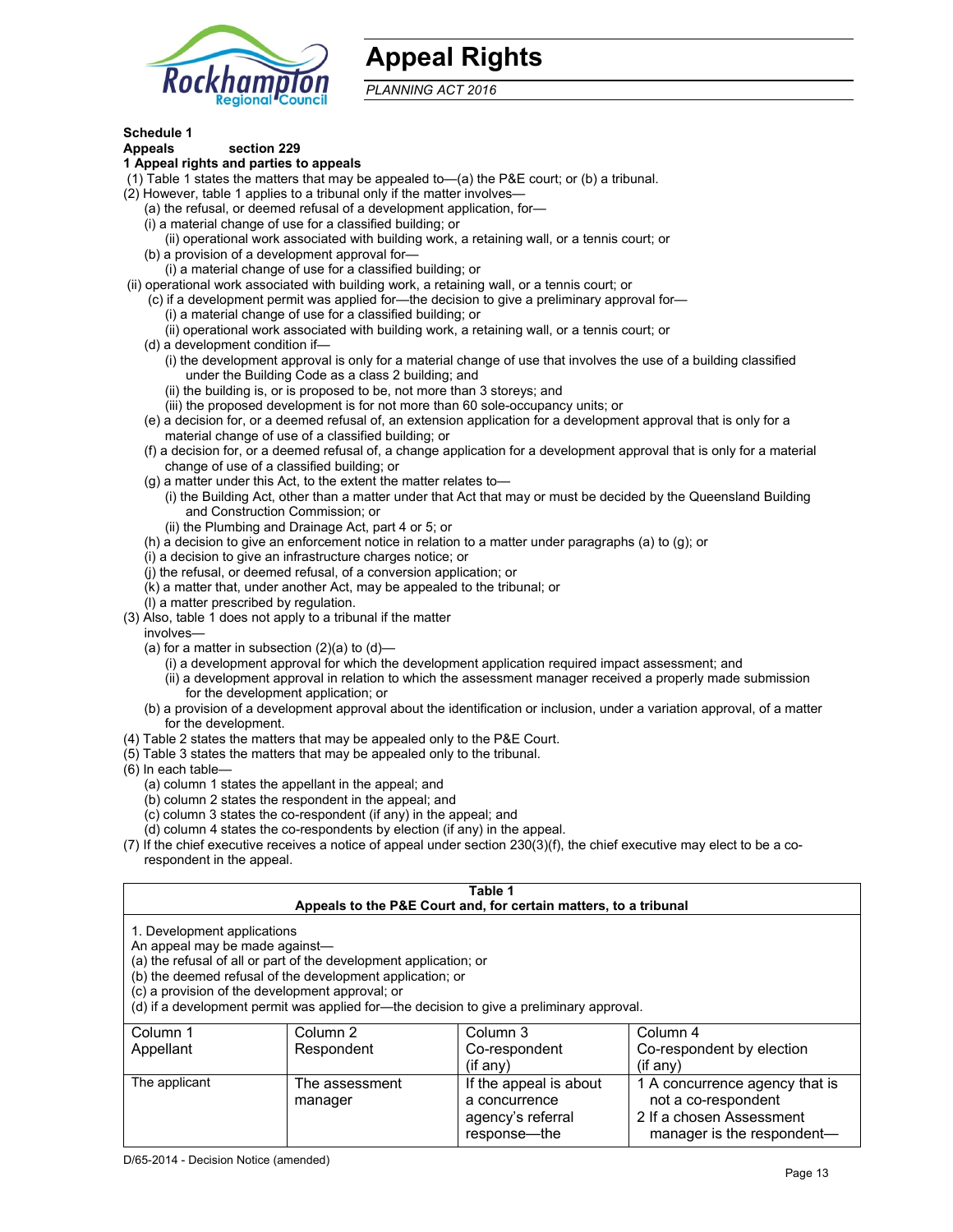# Appeal Rights

*PLANNING ACT 2016*

**Schedule 1**
**Appeals section 229**
**1 Appeal rights and parties to appeals**

(1) Table 1 states the matters that may be appealed to—(a) the P&E court; or (b) a tribunal.

(2) However, table 1 applies to a tribunal only if the matter involves—

(a) the refusal, or deemed refusal of a development application, for—

(i) a material change of use for a classified building; or

(ii) operational work associated with building work, a retaining wall, or a tennis court; or

(b) a provision of a development approval for—

(i) a material change of use for a classified building; or

(ii) operational work associated with building work, a retaining wall, or a tennis court; or

(c) if a development permit was applied for—the decision to give a preliminary approval for—

(i) a material change of use for a classified building; or

(ii) operational work associated with building work, a retaining wall, or a tennis court; or

(d) a development condition if—

(i) the development approval is only for a material change of use that involves the use of a building classified under the Building Code as a class 2 building; and

(ii) the building is, or is proposed to be, not more than 3 storeys; and

(iii) the proposed development is for not more than 60 sole-occupancy units; or

(e) a decision for, or a deemed refusal of, an extension application for a development approval that is only for a material change of use of a classified building; or

(f) a decision for, or a deemed refusal of, a change application for a development approval that is only for a material change of use of a classified building; or

(g) a matter under this Act, to the extent the matter relates to—

(i) the Building Act, other than a matter under that Act that may or must be decided by the Queensland Building and Construction Commission; or

(ii) the Plumbing and Drainage Act, part 4 or 5; or

(h) a decision to give an enforcement notice in relation to a matter under paragraphs (a) to (g); or

(i) a decision to give an infrastructure charges notice; or

(j) the refusal, or deemed refusal, of a conversion application; or

(k) a matter that, under another Act, may be appealed to the tribunal; or

(l) a matter prescribed by regulation.

(3) Also, table 1 does not apply to a tribunal if the matter involves—

(a) for a matter in subsection (2)(a) to (d)—

(i) a development approval for which the development application required impact assessment; and

(ii) a development approval in relation to which the assessment manager received a properly made submission for the development application; or

(b) a provision of a development approval about the identification or inclusion, under a variation approval, of a matter for the development.

(4) Table 2 states the matters that may be appealed only to the P&E Court.

(5) Table 3 states the matters that may be appealed only to the tribunal.

(6) In each table—

(a) column 1 states the appellant in the appeal; and

(b) column 2 states the respondent in the appeal; and

(c) column 3 states the co-respondent (if any) in the appeal; and

(d) column 4 states the co-respondents by election (if any) in the appeal.

(7) If the chief executive receives a notice of appeal under section 230(3)(f), the chief executive may elect to be a co-respondent in the appeal.

**Table 1**
**Appeals to the P&E Court and, for certain matters, to a tribunal**

1. Development applications

An appeal may be made against—

(a) the refusal of all or part of the development application; or

(b) the deemed refusal of the development application; or

(c) a provision of the development approval; or

(d) if a development permit was applied for—the decision to give a preliminary approval.

| Column 1 Appellant | Column 2 Respondent | Column 3 Co-respondent (if any) | Column 4 Co-respondent by election (if any) |
|---|---|---|---|
| The applicant | The assessment manager | If the appeal is about a concurrence agency's referral response—the | 1 A concurrence agency that is not a co-respondent<br>2 If a chosen Assessment manager is the respondent— |

D/65-2014 - Decision Notice (amended)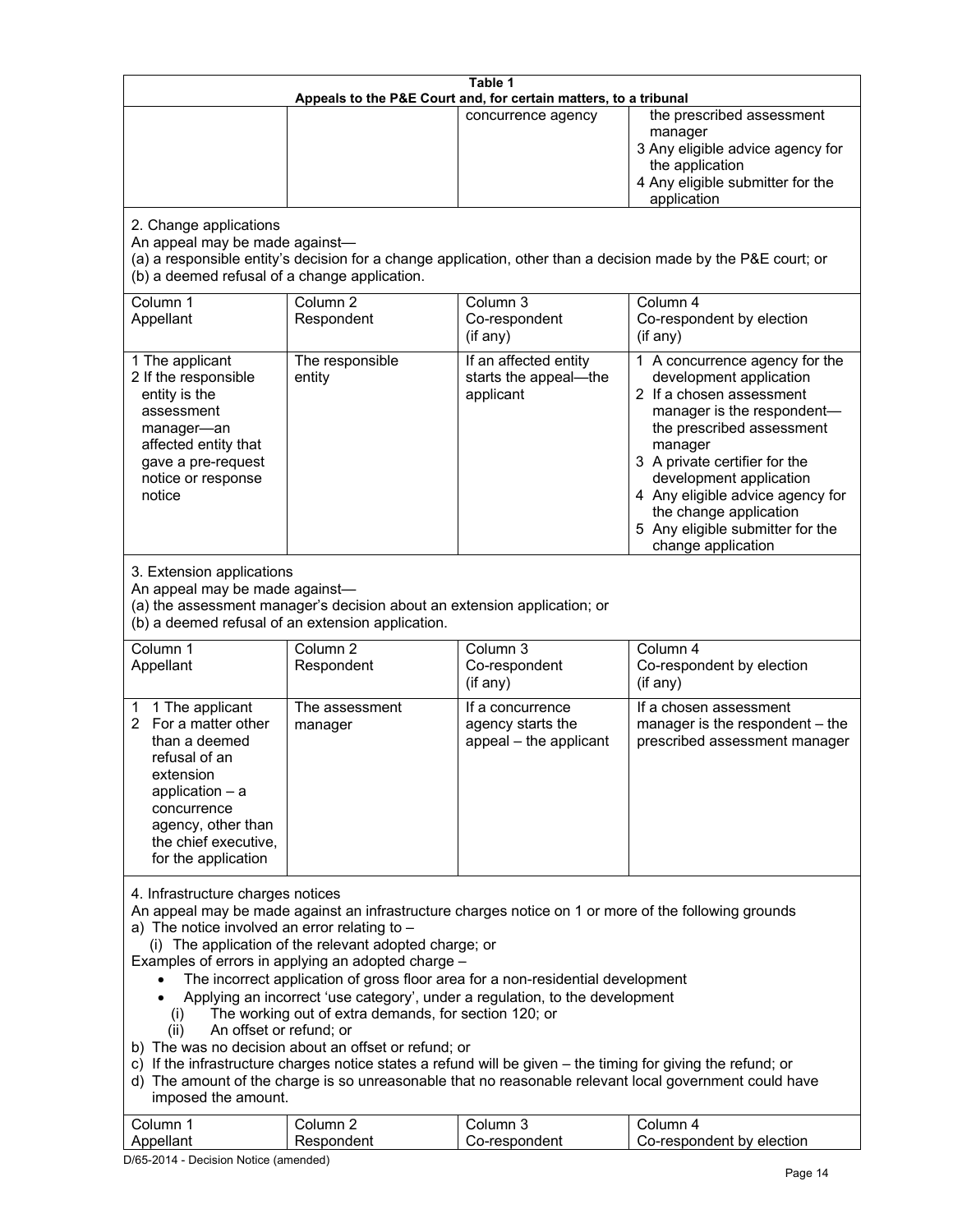**Table 1**
**Appeals to the P&E Court and, for certain matters, to a tribunal**

| | | | |
|---|---|---|---|
| | | concurrence agency | the prescribed assessment manager<br>3 Any eligible advice agency for the application<br>4 Any eligible submitter for the application |

2. Change applications

An appeal may be made against—

(a) a responsible entity's decision for a change application, other than a decision made by the P&E court; or

(b) a deemed refusal of a change application.

| Column 1<br>Appellant | Column 2<br>Respondent | Column 3<br>Co-respondent<br>(if any) | Column 4<br>Co-respondent by election<br>(if any) |
|---|---|---|---|
| 1 The applicant<br>2 If the responsible entity is the assessment manager—an affected entity that gave a pre-request notice or response notice | The responsible entity | If an affected entity starts the appeal—the applicant | 1 A concurrence agency for the development application<br>2 If a chosen assessment manager is the respondent—the prescribed assessment manager<br>3 A private certifier for the development application<br>4 Any eligible advice agency for the change application<br>5 Any eligible submitter for the change application |

3. Extension applications

An appeal may be made against—

(a) the assessment manager's decision about an extension application; or

(b) a deemed refusal of an extension application.

| Column 1<br>Appellant | Column 2<br>Respondent | Column 3<br>Co-respondent<br>(if any) | Column 4<br>Co-respondent by election<br>(if any) |
|---|---|---|---|
| 1 1 The applicant<br>2 For a matter other than a deemed refusal of an extension application – a concurrence agency, other than the chief executive, for the application | The assessment manager | If a concurrence agency starts the appeal – the applicant | If a chosen assessment manager is the respondent – the prescribed assessment manager |

4. Infrastructure charges notices

An appeal may be made against an infrastructure charges notice on 1 or more of the following grounds

a) The notice involved an error relating to –

(i) The application of the relevant adopted charge; or

Examples of errors in applying an adopted charge –

- The incorrect application of gross floor area for a non-residential development
- Applying an incorrect 'use category', under a regulation, to the development

(i) The working out of extra demands, for section 120; or

(ii) An offset or refund; or

b) The was no decision about an offset or refund; or

c) If the infrastructure charges notice states a refund will be given – the timing for giving the refund; or

d) The amount of the charge is so unreasonable that no reasonable relevant local government could have imposed the amount.

| Column 1<br>Appellant | Column 2<br>Respondent | Column 3<br>Co-respondent | Column 4<br>Co-respondent by election |
|---|---|---|---|

D/65-2014 - Decision Notice (amended)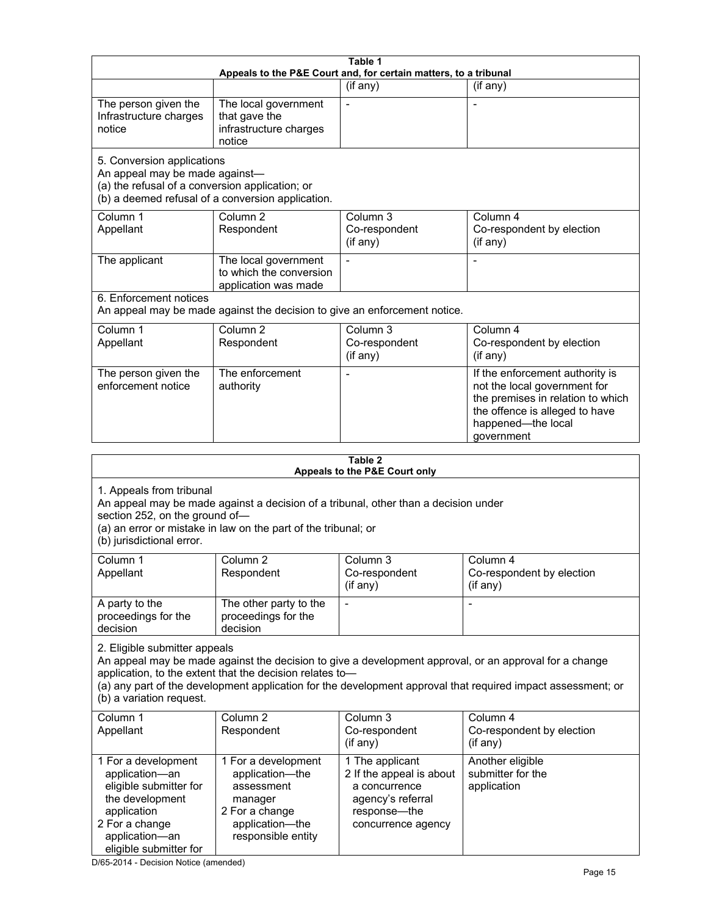| Table 1 | | | |
|---|---|---|---|
| Appeals to the P&E Court and, for certain matters, to a tribunal | | | |
| | | (if any) | (if any) |
| The person given the Infrastructure charges notice | The local government that gave the infrastructure charges notice | - | - |

5. Conversion applications
An appeal may be made against—
(a) the refusal of a conversion application; or
(b) a deemed refusal of a conversion application.

| Column 1 Appellant | Column 2 Respondent | Column 3 Co-respondent (if any) | Column 4 Co-respondent by election (if any) |
|---|---|---|---|
| The applicant | The local government to which the conversion application was made | - | - |

6. Enforcement notices
An appeal may be made against the decision to give an enforcement notice.

| Column 1 Appellant | Column 2 Respondent | Column 3 Co-respondent (if any) | Column 4 Co-respondent by election (if any) |
|---|---|---|---|
| The person given the enforcement notice | The enforcement authority | - | If the enforcement authority is not the local government for the premises in relation to which the offence is alleged to have happened—the local government |

**Table 2**
**Appeals to the P&E Court only**

1. Appeals from tribunal
An appeal may be made against a decision of a tribunal, other than a decision under section 252, on the ground of—
(a) an error or mistake in law on the part of the tribunal; or
(b) jurisdictional error.

| Column 1 Appellant | Column 2 Respondent | Column 3 Co-respondent (if any) | Column 4 Co-respondent by election (if any) |
|---|---|---|---|
| A party to the proceedings for the decision | The other party to the proceedings for the decision | - | - |

2. Eligible submitter appeals
An appeal may be made against the decision to give a development approval, or an approval for a change application, to the extent that the decision relates to—
(a) any part of the development application for the development approval that required impact assessment; or
(b) a variation request.

| Column 1 Appellant | Column 2 Respondent | Column 3 Co-respondent (if any) | Column 4 Co-respondent by election (if any) |
|---|---|---|---|
| 1 For a development application—an eligible submitter for the development application<br>2 For a change application—an eligible submitter for | 1 For a development application—the assessment manager<br>2 For a change application—the responsible entity | 1 The applicant<br>2 If the appeal is about a concurrence agency's referral response—the concurrence agency | Another eligible submitter for the application |

D/65-2014 - Decision Notice (amended)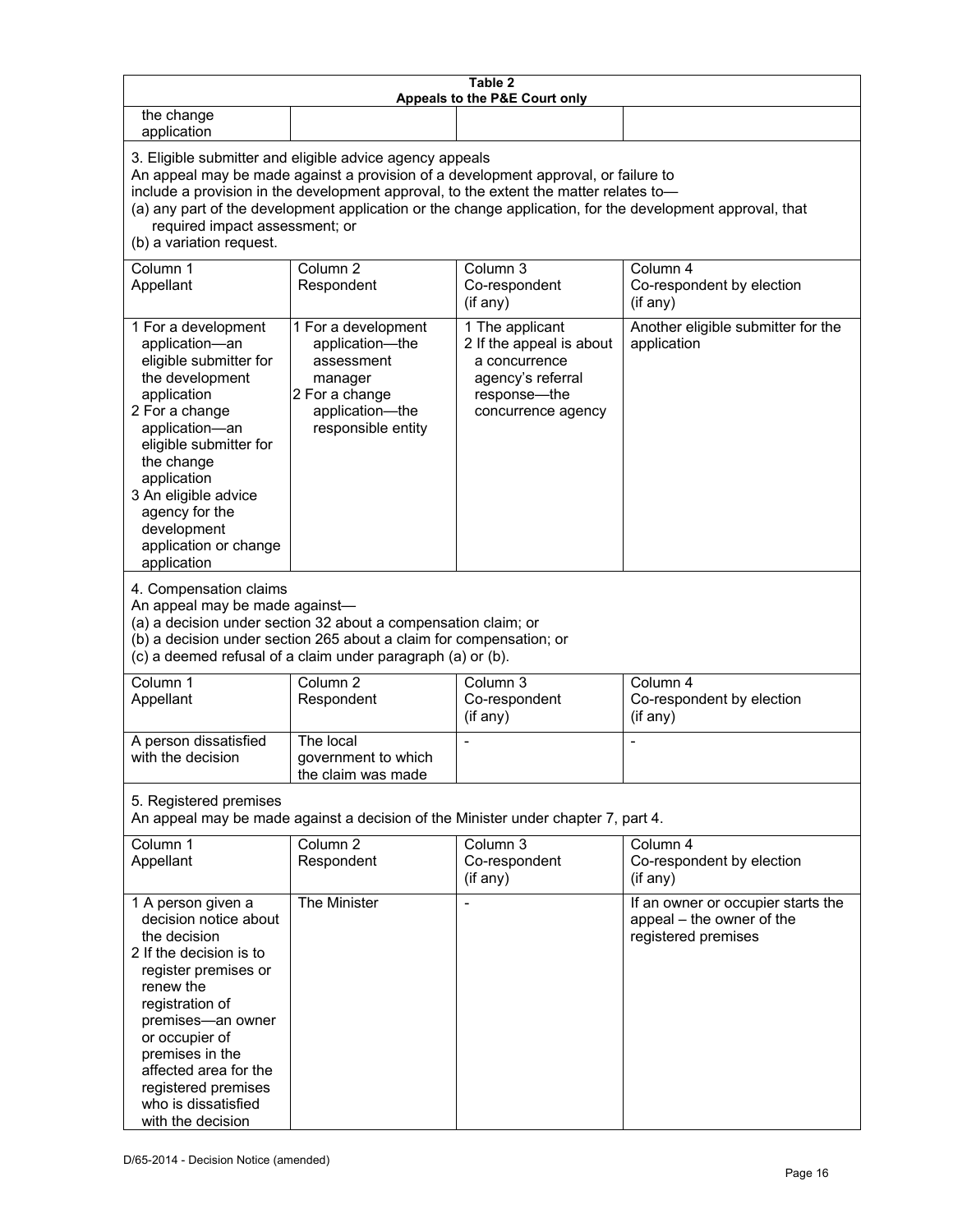| Table 2<br>Appeals to the P&E Court only | | | |
|---|---|---|---|
| the change application | | | |
| **3. Eligible submitter and eligible advice agency appeals**<br>An appeal may be made against a provision of a development approval, or failure to include a provision in the development approval, to the extent the matter relates to—<br>(a) any part of the development application or the change application, for the development approval, that required impact assessment; or<br>(b) a variation request. | | | |
| Column 1<br>Appellant | Column 2<br>Respondent | Column 3<br>Co-respondent<br>(if any) | Column 4<br>Co-respondent by election<br>(if any) |
| 1 For a development application—an eligible submitter for the development application<br>2 For a change application—an eligible submitter for the change application<br>3 An eligible advice agency for the development application or change application | 1 For a development application—the assessment manager<br>2 For a change application—the responsible entity | 1 The applicant<br>2 If the appeal is about a concurrence agency's referral response—the concurrence agency | Another eligible submitter for the application |
| **4. Compensation claims**<br>An appeal may be made against—<br>(a) a decision under section 32 about a compensation claim; or<br>(b) a decision under section 265 about a claim for compensation; or<br>(c) a deemed refusal of a claim under paragraph (a) or (b). | | | |
| Column 1<br>Appellant | Column 2<br>Respondent | Column 3<br>Co-respondent<br>(if any) | Column 4<br>Co-respondent by election<br>(if any) |
| A person dissatisfied with the decision | The local government to which the claim was made | - | - |
| **5. Registered premises**<br>An appeal may be made against a decision of the Minister under chapter 7, part 4. | | | |
| Column 1<br>Appellant | Column 2<br>Respondent | Column 3<br>Co-respondent<br>(if any) | Column 4<br>Co-respondent by election<br>(if any) |
| 1 A person given a decision notice about the decision<br>2 If the decision is to register premises or renew the registration of premises—an owner or occupier of premises in the affected area for the registered premises who is dissatisfied with the decision | The Minister | - | If an owner or occupier starts the appeal – the owner of the registered premises |

D/65-2014 - Decision Notice (amended)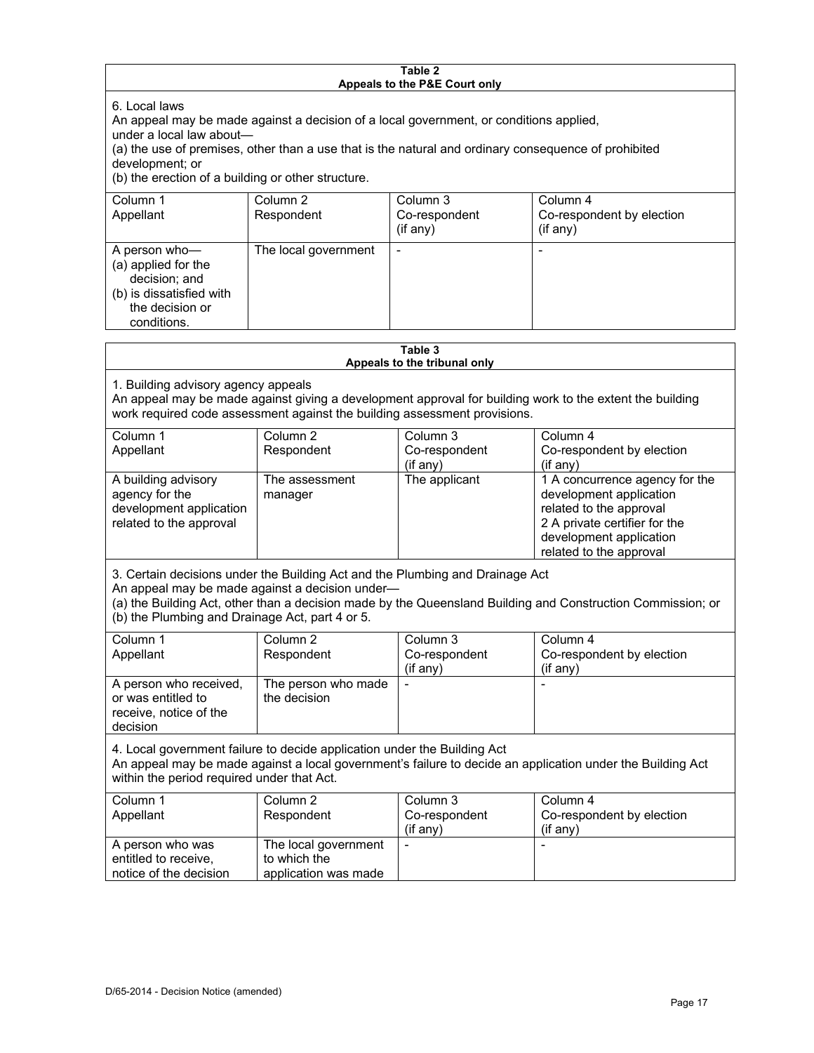**Table 2**
**Appeals to the P&E Court only**

6. Local laws
An appeal may be made against a decision of a local government, or conditions applied, under a local law about—
(a) the use of premises, other than a use that is the natural and ordinary consequence of prohibited development; or
(b) the erection of a building or other structure.

| Column 1<br>Appellant | Column 2<br>Respondent | Column 3<br>Co-respondent<br>(if any) | Column 4<br>Co-respondent by election<br>(if any) |
|---|---|---|---|
| A person who—<br>(a) applied for the decision; and<br>(b) is dissatisfied with the decision or conditions. | The local government | - | - |

**Table 3**
**Appeals to the tribunal only**

1. Building advisory agency appeals
An appeal may be made against giving a development approval for building work to the extent the building work required code assessment against the building assessment provisions.

| Column 1<br>Appellant | Column 2<br>Respondent | Column 3<br>Co-respondent<br>(if any) | Column 4<br>Co-respondent by election<br>(if any) |
|---|---|---|---|
| A building advisory agency for the development application related to the approval | The assessment manager | The applicant | 1 A concurrence agency for the development application related to the approval<br>2 A private certifier for the development application related to the approval |

3. Certain decisions under the Building Act and the Plumbing and Drainage Act
An appeal may be made against a decision under—
(a) the Building Act, other than a decision made by the Queensland Building and Construction Commission; or
(b) the Plumbing and Drainage Act, part 4 or 5.

| Column 1<br>Appellant | Column 2<br>Respondent | Column 3<br>Co-respondent<br>(if any) | Column 4<br>Co-respondent by election<br>(if any) |
|---|---|---|---|
| A person who received, or was entitled to receive, notice of the decision | The person who made the decision | - | - |

4. Local government failure to decide application under the Building Act
An appeal may be made against a local government's failure to decide an application under the Building Act within the period required under that Act.

| Column 1<br>Appellant | Column 2<br>Respondent | Column 3<br>Co-respondent<br>(if any) | Column 4<br>Co-respondent by election<br>(if any) |
|---|---|---|---|
| A person who was entitled to receive, notice of the decision | The local government to which the application was made | - | - |

D/65-2014 - Decision Notice (amended)